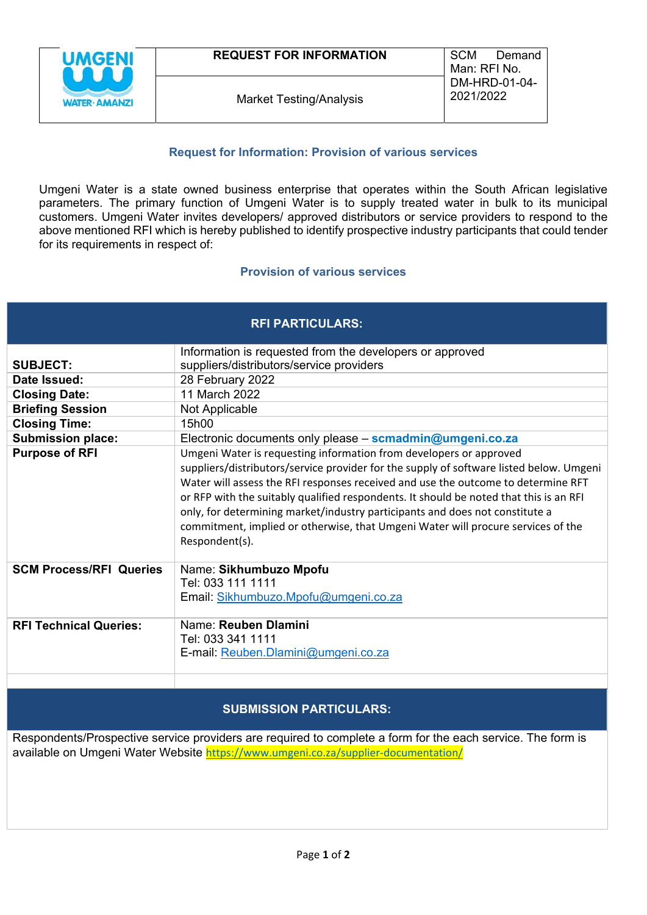| UMGENI WATER · AMANZI | REQUEST FOR INFORMATION | SCM Demand Man: RFI No. DM-HRD-01-04-2021/2022 |
|---|---|---|
| | Market Testing/Analysis | |

## Request for Information: Provision of various services

Umgeni Water is a state owned business enterprise that operates within the South African legislative parameters. The primary function of Umgeni Water is to supply treated water in bulk to its municipal customers. Umgeni Water invites developers/ approved distributors or service providers to respond to the above mentioned RFI which is hereby published to identify prospective industry participants that could tender for its requirements in respect of:

### Provision of various services

| RFI PARTICULARS: | |
|---|---|
| **SUBJECT:** | Information is requested from the developers or approved suppliers/distributors/service providers |
| **Date Issued:** | 28 February 2022 |
| **Closing Date:** | 11 March 2022 |
| **Briefing Session** | Not Applicable |
| **Closing Time:** | 15h00 |
| **Submission place:** | Electronic documents only please – **scmadmin@umgeni.co.za** |
| **Purpose of RFI** | Umgeni Water is requesting information from developers or approved suppliers/distributors/service provider for the supply of software listed below. Umgeni Water will assess the RFI responses received and use the outcome to determine RFT or RFP with the suitably qualified respondents. It should be noted that this is an RFI only, for determining market/industry participants and does not constitute a commitment, implied or otherwise, that Umgeni Water will procure services of the Respondent(s). |
| **SCM Process/RFI Queries** | Name: **Sikhumbuzo Mpofu**<br>Tel: 033 111 1111<br>Email: Sikhumbuzo.Mpofu@umgeni.co.za |
| **RFI Technical Queries:** | Name: **Reuben Dlamini**<br>Tel: 033 341 1111<br>E-mail: Reuben.Dlamini@umgeni.co.za |
| | |

| SUBMISSION PARTICULARS: |
|---|
| Respondents/Prospective service providers are required to complete a form for the each service. The form is available on Umgeni Water Website https://www.umgeni.co.za/supplier-documentation/ |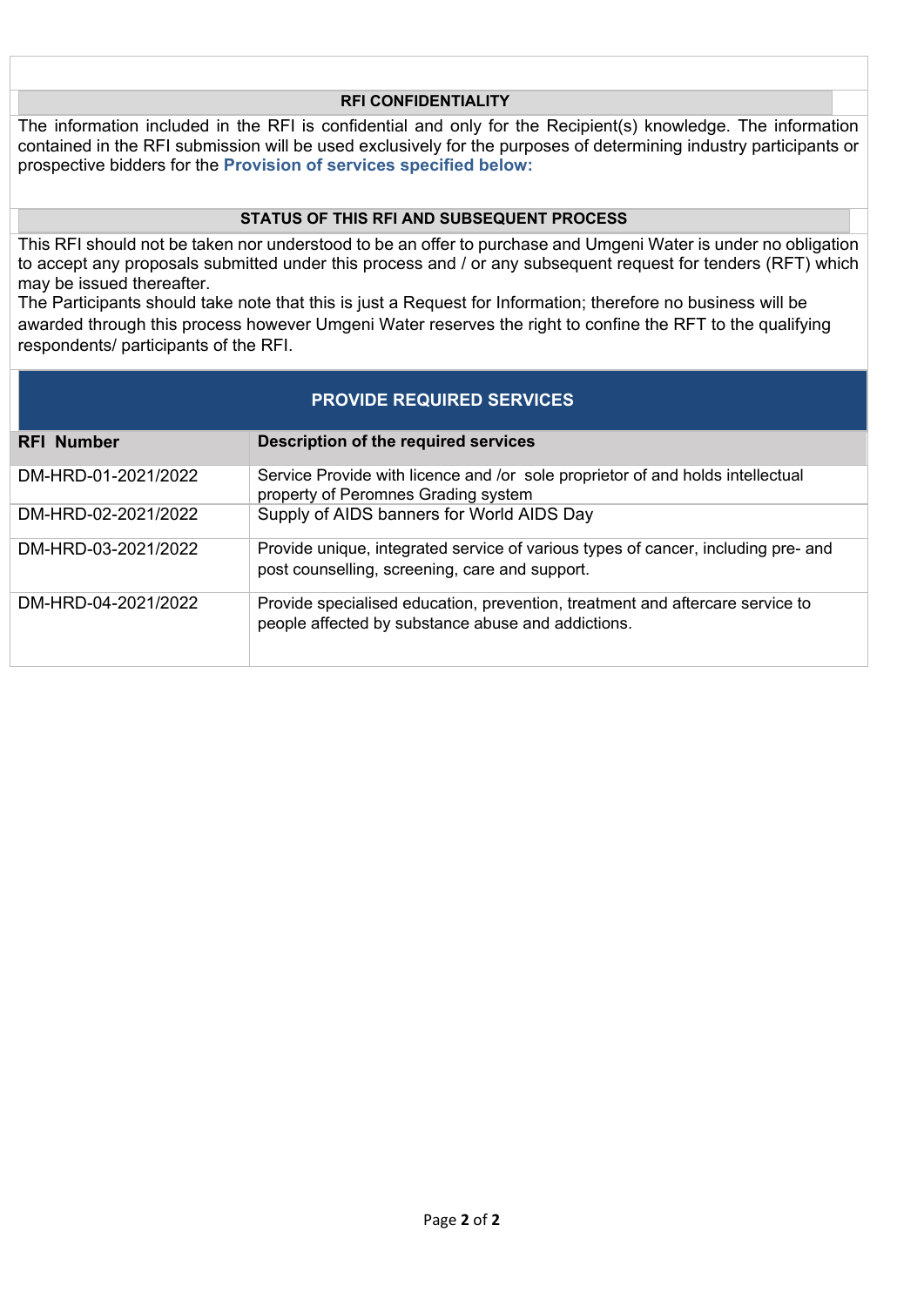## RFI CONFIDENTIALITY

The information included in the RFI is confidential and only for the Recipient(s) knowledge. The information contained in the RFI submission will be used exclusively for the purposes of determining industry participants or prospective bidders for the **Provision of services specified below:**

## STATUS OF THIS RFI AND SUBSEQUENT PROCESS

This RFI should not be taken nor understood to be an offer to purchase and Umgeni Water is under no obligation to accept any proposals submitted under this process and / or any subsequent request for tenders (RFT) which may be issued thereafter.

The Participants should take note that this is just a Request for Information; therefore no business will be awarded through this process however Umgeni Water reserves the right to confine the RFT to the qualifying respondents/ participants of the RFI.

## PROVIDE REQUIRED SERVICES

| RFI Number | Description of the required services |
|---|---|
| DM-HRD-01-2021/2022 | Service Provide with licence and /or sole proprietor of and holds intellectual property of Peromnes Grading system |
| DM-HRD-02-2021/2022 | Supply of AIDS banners for World AIDS Day |
| DM-HRD-03-2021/2022 | Provide unique, integrated service of various types of cancer, including pre- and post counselling, screening, care and support. |
| DM-HRD-04-2021/2022 | Provide specialised education, prevention, treatment and aftercare service to people affected by substance abuse and addictions. |